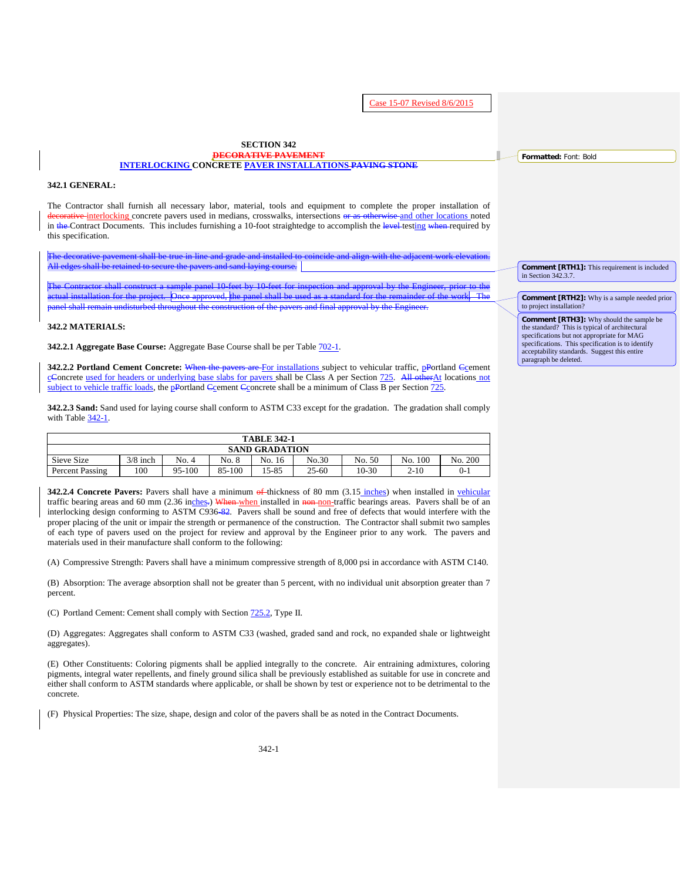Case 15-07 Revised 8/6/2015

# SECTION 342

# ~~DECORATIVE PAVEMENT~~

# INTERLOCKING CONCRETE PAVER INSTALLATIONS ~~PAVING STONE~~

## 342.1 GENERAL:

The Contractor shall furnish all necessary labor, material, tools and equipment to complete the proper installation of ~~decorative~~ interlocking concrete pavers used in medians, crosswalks, intersections ~~or as otherwise~~ and other locations noted in ~~the~~ Contract Documents. This includes furnishing a 10-foot straightedge to accomplish the ~~level~~ testing ~~when~~ required by this specification.

~~The decorative pavement shall be true in line and grade and installed to coincide and align with the adjacent work elevation. All edges shall be retained to secure the pavers and sand laying course.~~

~~The Contractor shall construct a sample panel 10-feet by 10-feet for inspection and approval by the Engineer, prior to the actual installation for the project. Once approved, the panel shall be used as a standard for the remainder of the work. The panel shall remain undisturbed throughout the construction of the pavers and final approval by the Engineer.~~

Formatted: Font: Bold

Comment [RTH1]: This requirement is included in Section 342.3.7.

Comment [RTH2]: Why is a sample needed prior to project installation?

Comment [RTH3]: Why should the sample be the standard? This is typical of architectural specifications but not appropriate for MAG specifications. This specification is to identify acceptability standards. Suggest this entire paragraph be deleted.

## 342.2 MATERIALS:

**342.2.1 Aggregate Base Course:** Aggregate Base Course shall be per Table 702-1.

**342.2.2 Portland Cement Concrete:** ~~When the pavers are~~ For installations subject to vehicular traffic, p~~P~~ortland c~~C~~ement c~~C~~oncrete used for headers or underlying base slabs for pavers shall be Class A per Section 725. ~~All other~~ At locations not subject to vehicle traffic loads, the p~~P~~ortland c~~C~~ement c~~C~~oncrete shall be a minimum of Class B per Section 725.

**342.2.3 Sand:** Sand used for laying course shall conform to ASTM C33 except for the gradation. The gradation shall comply with Table 342-1.

| TABLE 342-1 | | | | | | | | |
|---|---|---|---|---|---|---|---|---|
| SAND GRADATION | | | | | | | | |
| Sieve Size | 3/8 inch | No. 4 | No. 8 | No. 16 | No.30 | No. 50 | No. 100 | No. 200 |
| Percent Passing | 100 | 95-100 | 85-100 | 15-85 | 25-60 | 10-30 | 2-10 | 0-1 |

**342.2.4 Concrete Pavers:** Pavers shall have a minimum ~~of~~ thickness of 80 mm (3.15 inches) when installed in vehicular traffic bearing areas and 60 mm (2.36 inches~~.~~) ~~When~~ when installed in ~~non~~ non-traffic bearings areas. Pavers shall be of an interlocking design conforming to ASTM C936~~-82~~. Pavers shall be sound and free of defects that would interfere with the proper placing of the unit or impair the strength or permanence of the construction. The Contractor shall submit two samples of each type of pavers used on the project for review and approval by the Engineer prior to any work. The pavers and materials used in their manufacture shall conform to the following:

(A) Compressive Strength: Pavers shall have a minimum compressive strength of 8,000 psi in accordance with ASTM C140.

(B) Absorption: The average absorption shall not be greater than 5 percent, with no individual unit absorption greater than 7 percent.

(C) Portland Cement: Cement shall comply with Section 725.2, Type II.

(D) Aggregates: Aggregates shall conform to ASTM C33 (washed, graded sand and rock, no expanded shale or lightweight aggregates).

(E) Other Constituents: Coloring pigments shall be applied integrally to the concrete. Air entraining admixtures, coloring pigments, integral water repellents, and finely ground silica shall be previously established as suitable for use in concrete and either shall conform to ASTM standards where applicable, or shall be shown by test or experience not to be detrimental to the concrete.

(F) Physical Properties: The size, shape, design and color of the pavers shall be as noted in the Contract Documents.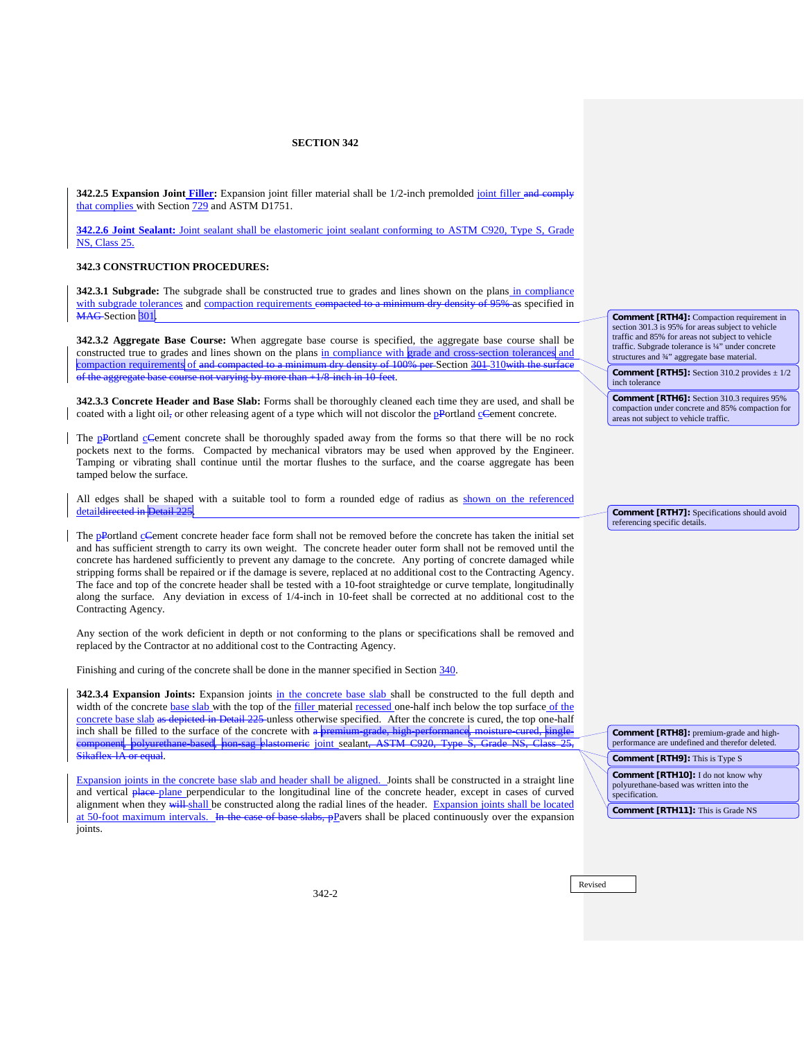**SECTION 342**

**342.2.5 Expansion Joint Filler:** Expansion joint filler material shall be 1/2-inch premolded joint filler ~~and comply~~ that complies with Section 729 and ASTM D1751.

**342.2.6 Joint Sealant:** Joint sealant shall be elastomeric joint sealant conforming to ASTM C920, Type S, Grade NS, Class 25.

**342.3 CONSTRUCTION PROCEDURES:**

**342.3.1 Subgrade:** The subgrade shall be constructed true to grades and lines shown on the plans in compliance with subgrade tolerances and compaction requirements ~~compacted to a minimum dry density of 95%~~ as specified in ~~MAG~~ Section 301.

**342.3.2 Aggregate Base Course:** When aggregate base course is specified, the aggregate base course shall be constructed true to grades and lines shown on the plans in compliance with grade and cross-section tolerances and compaction requirements of ~~and compacted to a minimum dry density of 100% per~~ Section ~~301~~ 310~~with the surface of the aggregate base course not varying by more than +1/8 inch in 10 feet~~.

**342.3.3 Concrete Header and Base Slab:** Forms shall be thoroughly cleaned each time they are used, and shall be coated with a light oil~~,~~ or other releasing agent of a type which will not discolor the p~~P~~ortland c~~C~~ement concrete.

The p~~P~~ortland c~~C~~ement concrete shall be thoroughly spaded away from the forms so that there will be no rock pockets next to the forms. Compacted by mechanical vibrators may be used when approved by the Engineer. Tamping or vibrating shall continue until the mortar flushes to the surface, and the coarse aggregate has been tamped below the surface.

All edges shall be shaped with a suitable tool to form a rounded edge of radius as shown on the referenced detail~~directed in Detail 225~~.

The p~~P~~ortland c~~C~~ement concrete header face form shall not be removed before the concrete has taken the initial set and has sufficient strength to carry its own weight. The concrete header outer form shall not be removed until the concrete has hardened sufficiently to prevent any damage to the concrete. Any porting of concrete damaged while stripping forms shall be repaired or if the damage is severe, replaced at no additional cost to the Contracting Agency. The face and top of the concrete header shall be tested with a 10-foot straightedge or curve template, longitudinally along the surface. Any deviation in excess of 1/4-inch in 10-feet shall be corrected at no additional cost to the Contracting Agency.

Any section of the work deficient in depth or not conforming to the plans or specifications shall be removed and replaced by the Contractor at no additional cost to the Contracting Agency.

Finishing and curing of the concrete shall be done in the manner specified in Section 340.

**342.3.4 Expansion Joints:** Expansion joints in the concrete base slab shall be constructed to the full depth and width of the concrete base slab with the top of the filler material recessed one-half inch below the top surface of the concrete base slab ~~as depicted in Detail 225~~ unless otherwise specified. After the concrete is cured, the top one-half inch shall be filled to the surface of the concrete with ~~a premium-grade, high-performance~~, moisture-cured, ~~single-component~~, ~~polyurethane-based~~, ~~non-sag~~ ~~elastomeric~~ joint sealant~~, ASTM C920, Type S, Grade NS, Class 25, Sikaflex 1A or equal~~.

Expansion joints in the concrete base slab and header shall be aligned. Joints shall be constructed in a straight line and vertical ~~place~~ plane perpendicular to the longitudinal line of the concrete header, except in cases of curved alignment when they ~~will~~ shall be constructed along the radial lines of the header. Expansion joints shall be located at 50-foot maximum intervals. ~~In the case of base slabs, p~~Pavers shall be placed continuously over the expansion joints.

---

**Comment [RTH4]:** Compaction requirement in section 301.3 is 95% for areas subject to vehicle traffic and 85% for areas not subject to vehicle traffic. Subgrade tolerance is ¼" under concrete structures and ¾" aggregate base material.

**Comment [RTH5]:** Section 310.2 provides ± 1/2 inch tolerance

**Comment [RTH6]:** Section 310.3 requires 95% compaction under concrete and 85% compaction for areas not subject to vehicle traffic.

**Comment [RTH7]:** Specifications should avoid referencing specific details.

**Comment [RTH8]:** premium-grade and high-performance are undefined and therefor deleted.

**Comment [RTH9]:** This is Type S

**Comment [RTH10]:** I do not know why polyurethane-based was written into the specification.

**Comment [RTH11]:** This is Grade NS

Revised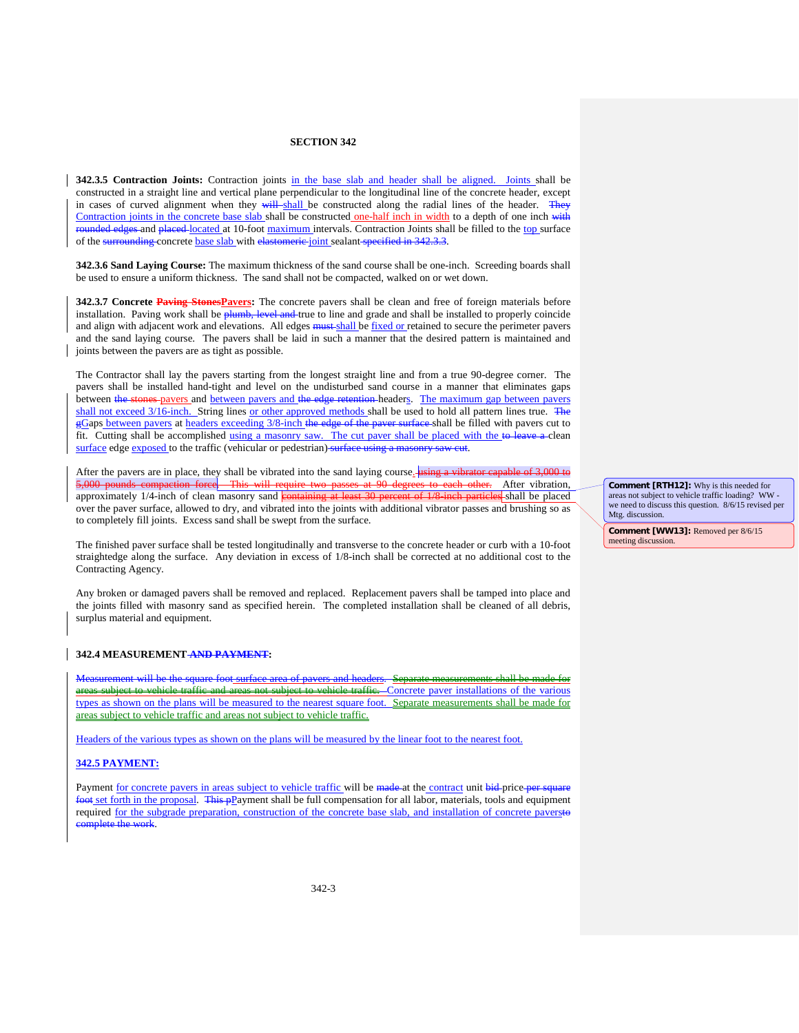## SECTION 342

**342.3.5 Contraction Joints:** Contraction joints in the base slab and header shall be aligned. Joints shall be constructed in a straight line and vertical plane perpendicular to the longitudinal line of the concrete header, except in cases of curved alignment when they ~~will~~ shall be constructed along the radial lines of the header. ~~They~~ Contraction joints in the concrete base slab shall be constructed one-half inch in width to a depth of one inch ~~with rounded edges~~ and ~~placed~~ located at 10-foot maximum intervals. Contraction Joints shall be filled to the top surface of the ~~surrounding~~ concrete base slab with ~~elastomeric~~ joint sealant ~~specified in 342.3.3~~.

**342.3.6 Sand Laying Course:** The maximum thickness of the sand course shall be one-inch. Screeding boards shall be used to ensure a uniform thickness. The sand shall not be compacted, walked on or wet down.

**342.3.7 Concrete ~~Paving Stones~~Pavers:** The concrete pavers shall be clean and free of foreign materials before installation. Paving work shall be ~~plumb, level and~~ true to line and grade and shall be installed to properly coincide and align with adjacent work and elevations. All edges ~~must~~ shall be fixed or retained to secure the perimeter pavers and the sand laying course. The pavers shall be laid in such a manner that the desired pattern is maintained and joints between the pavers are as tight as possible.

The Contractor shall lay the pavers starting from the longest straight line and from a true 90-degree corner. The pavers shall be installed hand-tight and level on the undisturbed sand course in a manner that eliminates gaps between ~~the stones~~ pavers and between pavers and ~~the edge retention~~ headers. The maximum gap between pavers shall not exceed 3/16-inch. String lines or other approved methods shall be used to hold all pattern lines true. ~~The g~~Gaps between pavers at headers exceeding 3/8-inch ~~the edge of the paver surface~~ shall be filled with pavers cut to fit. Cutting shall be accomplished using a masonry saw. The cut paver shall be placed with the ~~to leave a~~ clean surface edge exposed to the traffic (vehicular or pedestrian) ~~surface using a masonry saw cut~~.

After the pavers are in place, they shall be vibrated into the sand laying course. ~~using a vibrator capable of 3,000 to 5,000 pounds compaction force. This will require two passes at 90 degrees to each other.~~ After vibration, approximately 1/4-inch of clean masonry sand ~~containing at least 30 percent of 1/8-inch particles~~ shall be placed over the paver surface, allowed to dry, and vibrated into the joints with additional vibrator passes and brushing so as to completely fill joints. Excess sand shall be swept from the surface.

The finished paver surface shall be tested longitudinally and transverse to the concrete header or curb with a 10-foot straightedge along the surface. Any deviation in excess of 1/8-inch shall be corrected at no additional cost to the Contracting Agency.

Any broken or damaged pavers shall be removed and replaced. Replacement pavers shall be tamped into place and the joints filled with masonry sand as specified herein. The completed installation shall be cleaned of all debris, surplus material and equipment.

**342.4 MEASUREMENT ~~AND PAYMENT~~:**

~~Measurement will be the square foot surface area of pavers and headers. Separate measurements shall be made for areas subject to vehicle traffic and areas not subject to vehicle traffic.~~ Concrete paver installations of the various types as shown on the plans will be measured to the nearest square foot. Separate measurements shall be made for areas subject to vehicle traffic and areas not subject to vehicle traffic.

Headers of the various types as shown on the plans will be measured by the linear foot to the nearest foot.

**342.5 PAYMENT:**

Payment for concrete pavers in areas subject to vehicle traffic will be ~~made~~ at the contract unit ~~bid~~ price ~~per square foot~~ set forth in the proposal. ~~This p~~Payment shall be full compensation for all labor, materials, tools and equipment required for the subgrade preparation, construction of the concrete base slab, and installation of concrete pavers~~to complete the work~~.

Comment [RTH12]: Why is this needed for areas not subject to vehicle traffic loading? WW - we need to discuss this question. 8/6/15 revised per Mtg. discussion.

Comment [WW13]: Removed per 8/6/15 meeting discussion.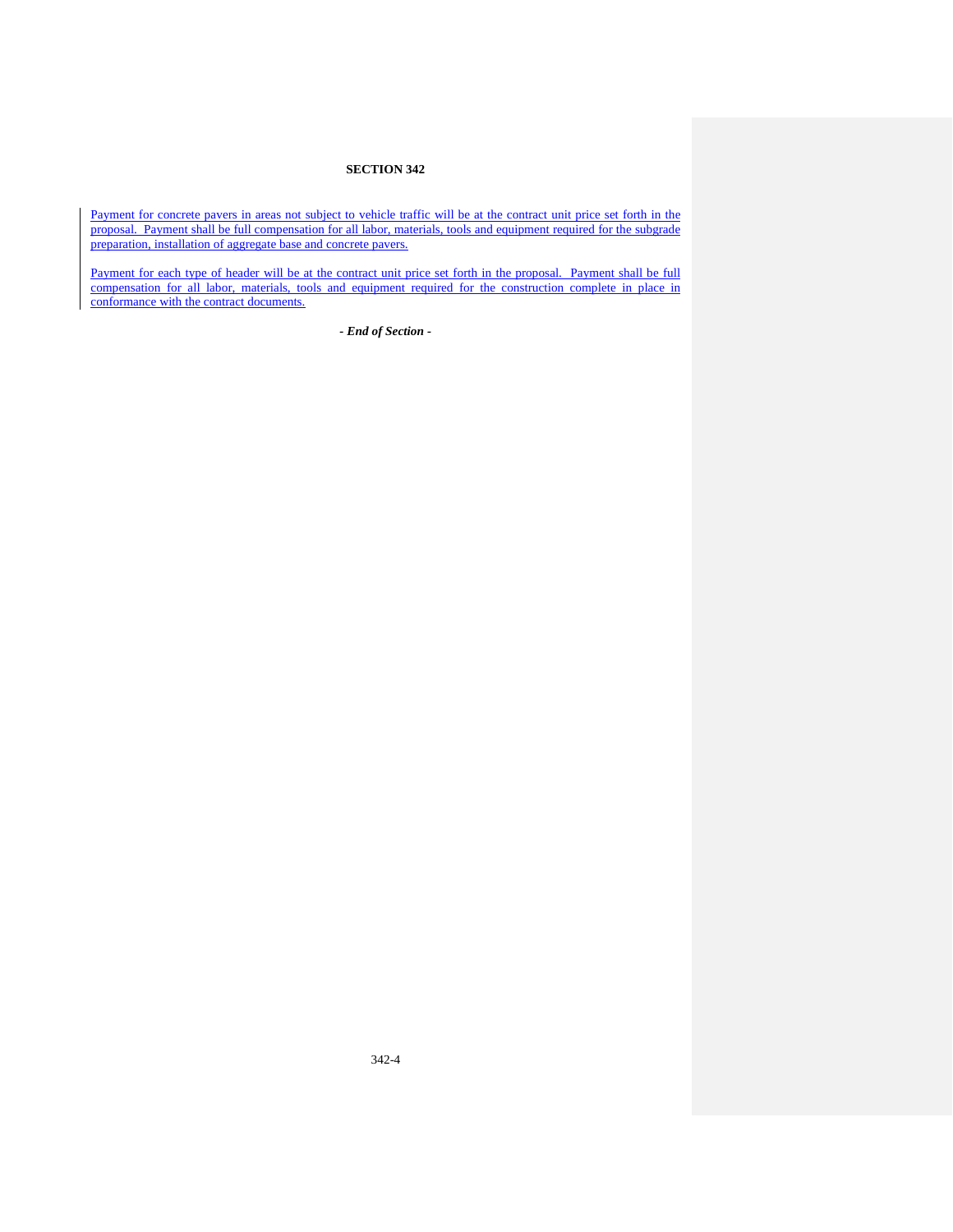# SECTION 342

Payment for concrete pavers in areas not subject to vehicle traffic will be at the contract unit price set forth in the proposal. Payment shall be full compensation for all labor, materials, tools and equipment required for the subgrade preparation, installation of aggregate base and concrete pavers.

Payment for each type of header will be at the contract unit price set forth in the proposal. Payment shall be full compensation for all labor, materials, tools and equipment required for the construction complete in place in conformance with the contract documents.

***- End of Section -***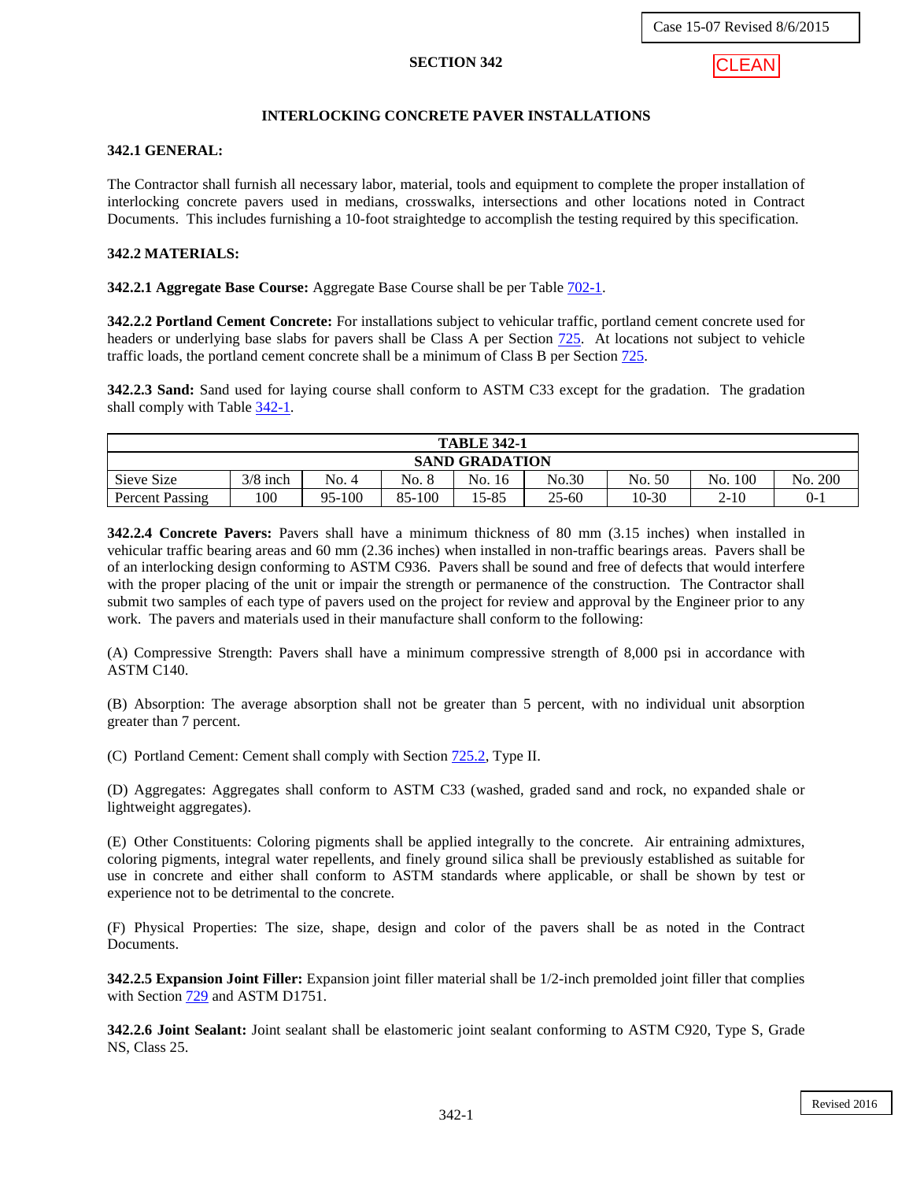# SECTION 342

## INTERLOCKING CONCRETE PAVER INSTALLATIONS

### 342.1 GENERAL:

The Contractor shall furnish all necessary labor, material, tools and equipment to complete the proper installation of interlocking concrete pavers used in medians, crosswalks, intersections and other locations noted in Contract Documents. This includes furnishing a 10-foot straightedge to accomplish the testing required by this specification.

### 342.2 MATERIALS:

**342.2.1 Aggregate Base Course:** Aggregate Base Course shall be per Table 702-1.

**342.2.2 Portland Cement Concrete:** For installations subject to vehicular traffic, portland cement concrete used for headers or underlying base slabs for pavers shall be Class A per Section 725. At locations not subject to vehicle traffic loads, the portland cement concrete shall be a minimum of Class B per Section 725.

**342.2.3 Sand:** Sand used for laying course shall conform to ASTM C33 except for the gradation. The gradation shall comply with Table 342-1.

| TABLE 342-1 SAND GRADATION | | | | | | | | |
|---|---|---|---|---|---|---|---|---|
| Sieve Size | 3/8 inch | No. 4 | No. 8 | No. 16 | No.30 | No. 50 | No. 100 | No. 200 |
| Percent Passing | 100 | 95-100 | 85-100 | 15-85 | 25-60 | 10-30 | 2-10 | 0-1 |

**342.2.4 Concrete Pavers:** Pavers shall have a minimum thickness of 80 mm (3.15 inches) when installed in vehicular traffic bearing areas and 60 mm (2.36 inches) when installed in non-traffic bearings areas. Pavers shall be of an interlocking design conforming to ASTM C936. Pavers shall be sound and free of defects that would interfere with the proper placing of the unit or impair the strength or permanence of the construction. The Contractor shall submit two samples of each type of pavers used on the project for review and approval by the Engineer prior to any work. The pavers and materials used in their manufacture shall conform to the following:

(A) Compressive Strength: Pavers shall have a minimum compressive strength of 8,000 psi in accordance with ASTM C140.

(B) Absorption: The average absorption shall not be greater than 5 percent, with no individual unit absorption greater than 7 percent.

(C) Portland Cement: Cement shall comply with Section 725.2, Type II.

(D) Aggregates: Aggregates shall conform to ASTM C33 (washed, graded sand and rock, no expanded shale or lightweight aggregates).

(E) Other Constituents: Coloring pigments shall be applied integrally to the concrete. Air entraining admixtures, coloring pigments, integral water repellents, and finely ground silica shall be previously established as suitable for use in concrete and either shall conform to ASTM standards where applicable, or shall be shown by test or experience not to be detrimental to the concrete.

(F) Physical Properties: The size, shape, design and color of the pavers shall be as noted in the Contract Documents.

**342.2.5 Expansion Joint Filler:** Expansion joint filler material shall be 1/2-inch premolded joint filler that complies with Section 729 and ASTM D1751.

**342.2.6 Joint Sealant:** Joint sealant shall be elastomeric joint sealant conforming to ASTM C920, Type S, Grade NS, Class 25.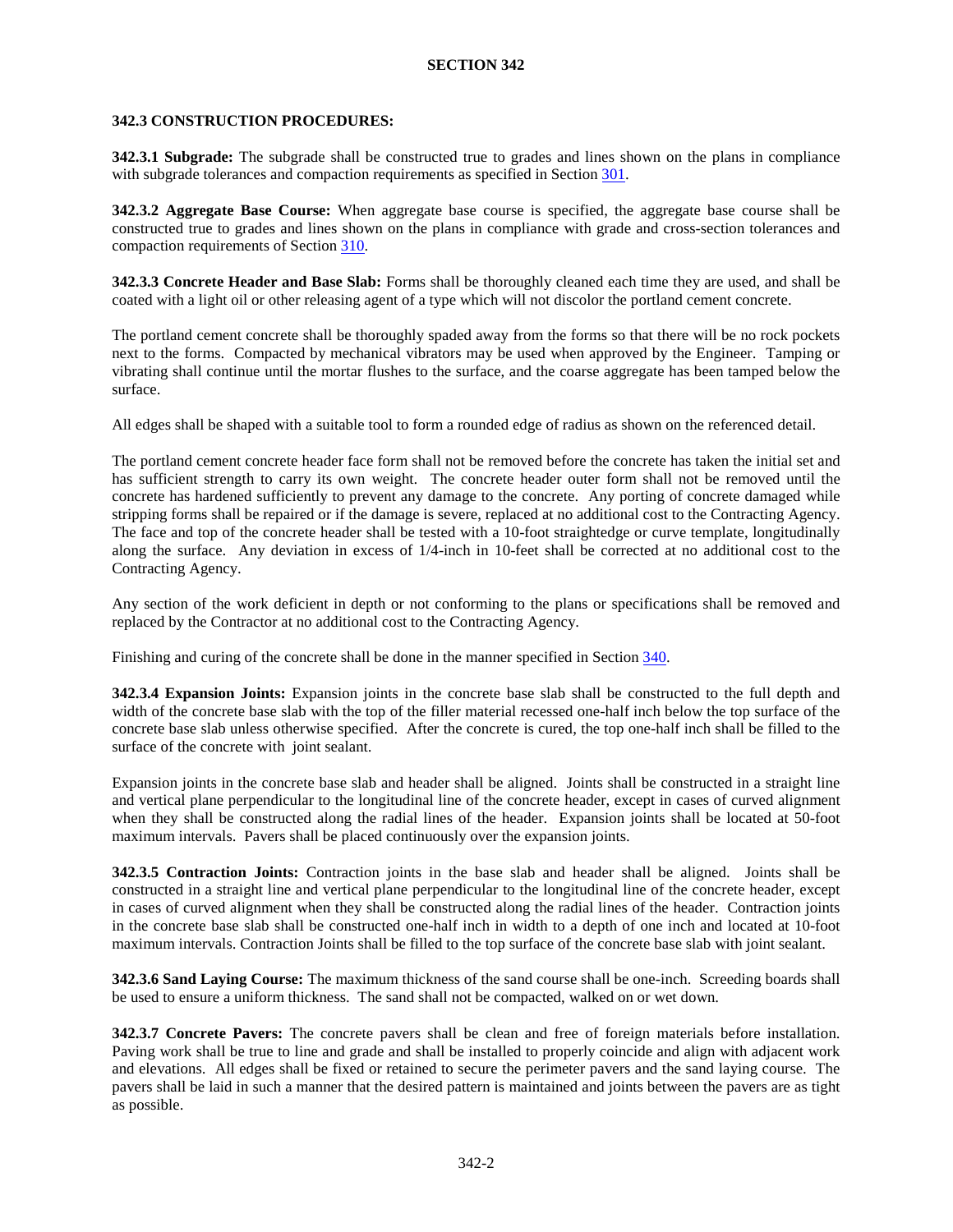## SECTION 342

**342.3 CONSTRUCTION PROCEDURES:**

**342.3.1 Subgrade:** The subgrade shall be constructed true to grades and lines shown on the plans in compliance with subgrade tolerances and compaction requirements as specified in Section 301.

**342.3.2 Aggregate Base Course:** When aggregate base course is specified, the aggregate base course shall be constructed true to grades and lines shown on the plans in compliance with grade and cross-section tolerances and compaction requirements of Section 310.

**342.3.3 Concrete Header and Base Slab:** Forms shall be thoroughly cleaned each time they are used, and shall be coated with a light oil or other releasing agent of a type which will not discolor the portland cement concrete.

The portland cement concrete shall be thoroughly spaded away from the forms so that there will be no rock pockets next to the forms. Compacted by mechanical vibrators may be used when approved by the Engineer. Tamping or vibrating shall continue until the mortar flushes to the surface, and the coarse aggregate has been tamped below the surface.

All edges shall be shaped with a suitable tool to form a rounded edge of radius as shown on the referenced detail.

The portland cement concrete header face form shall not be removed before the concrete has taken the initial set and has sufficient strength to carry its own weight. The concrete header outer form shall not be removed until the concrete has hardened sufficiently to prevent any damage to the concrete. Any porting of concrete damaged while stripping forms shall be repaired or if the damage is severe, replaced at no additional cost to the Contracting Agency. The face and top of the concrete header shall be tested with a 10-foot straightedge or curve template, longitudinally along the surface. Any deviation in excess of 1/4-inch in 10-feet shall be corrected at no additional cost to the Contracting Agency.

Any section of the work deficient in depth or not conforming to the plans or specifications shall be removed and replaced by the Contractor at no additional cost to the Contracting Agency.

Finishing and curing of the concrete shall be done in the manner specified in Section 340.

**342.3.4 Expansion Joints:** Expansion joints in the concrete base slab shall be constructed to the full depth and width of the concrete base slab with the top of the filler material recessed one-half inch below the top surface of the concrete base slab unless otherwise specified. After the concrete is cured, the top one-half inch shall be filled to the surface of the concrete with joint sealant.

Expansion joints in the concrete base slab and header shall be aligned. Joints shall be constructed in a straight line and vertical plane perpendicular to the longitudinal line of the concrete header, except in cases of curved alignment when they shall be constructed along the radial lines of the header. Expansion joints shall be located at 50-foot maximum intervals. Pavers shall be placed continuously over the expansion joints.

**342.3.5 Contraction Joints:** Contraction joints in the base slab and header shall be aligned. Joints shall be constructed in a straight line and vertical plane perpendicular to the longitudinal line of the concrete header, except in cases of curved alignment when they shall be constructed along the radial lines of the header. Contraction joints in the concrete base slab shall be constructed one-half inch in width to a depth of one inch and located at 10-foot maximum intervals. Contraction Joints shall be filled to the top surface of the concrete base slab with joint sealant.

**342.3.6 Sand Laying Course:** The maximum thickness of the sand course shall be one-inch. Screeding boards shall be used to ensure a uniform thickness. The sand shall not be compacted, walked on or wet down.

**342.3.7 Concrete Pavers:** The concrete pavers shall be clean and free of foreign materials before installation. Paving work shall be true to line and grade and shall be installed to properly coincide and align with adjacent work and elevations. All edges shall be fixed or retained to secure the perimeter pavers and the sand laying course. The pavers shall be laid in such a manner that the desired pattern is maintained and joints between the pavers are as tight as possible.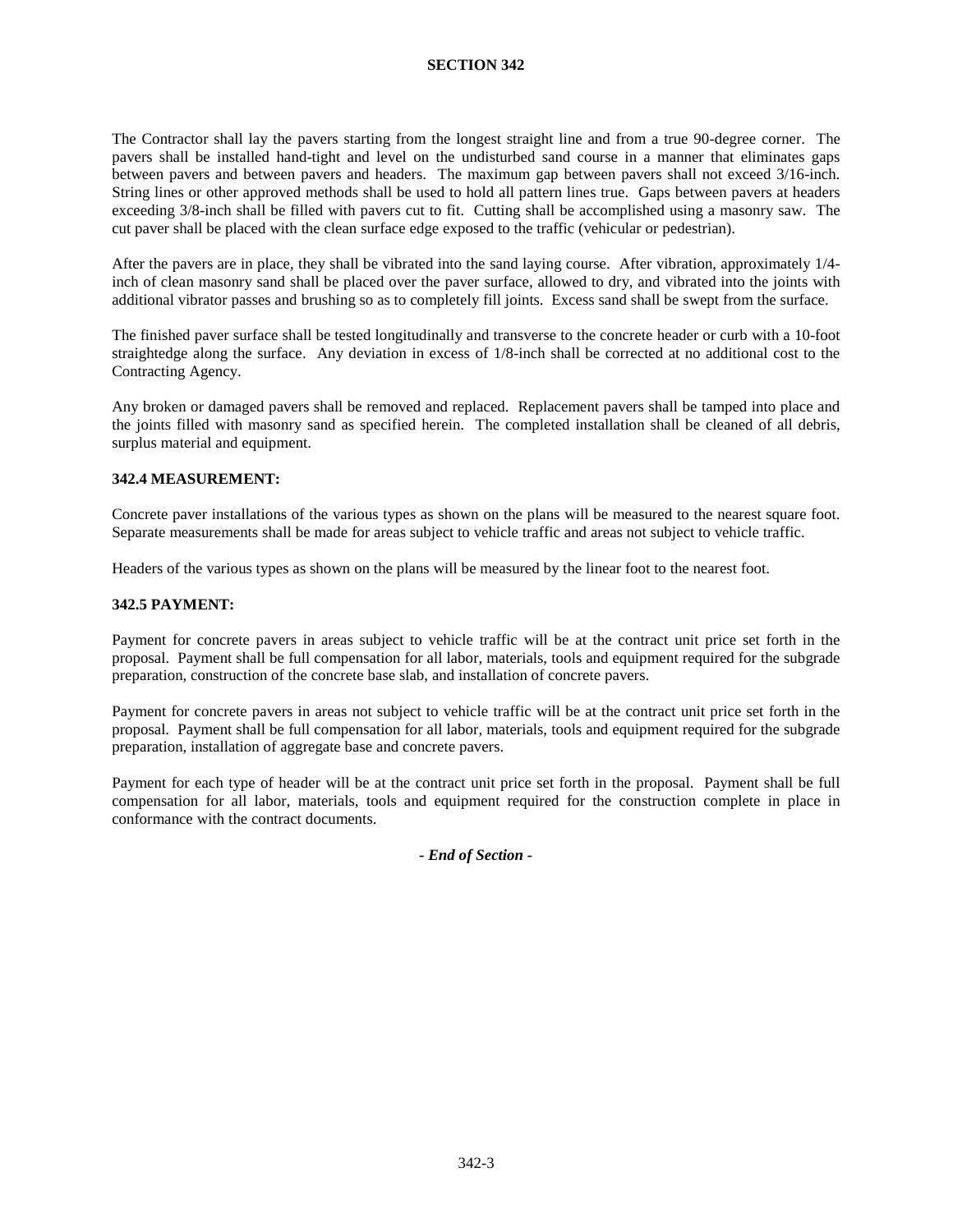The Contractor shall lay the pavers starting from the longest straight line and from a true 90-degree corner. The pavers shall be installed hand-tight and level on the undisturbed sand course in a manner that eliminates gaps between pavers and between pavers and headers. The maximum gap between pavers shall not exceed 3/16-inch. String lines or other approved methods shall be used to hold all pattern lines true. Gaps between pavers at headers exceeding 3/8-inch shall be filled with pavers cut to fit. Cutting shall be accomplished using a masonry saw. The cut paver shall be placed with the clean surface edge exposed to the traffic (vehicular or pedestrian).

After the pavers are in place, they shall be vibrated into the sand laying course. After vibration, approximately 1/4-inch of clean masonry sand shall be placed over the paver surface, allowed to dry, and vibrated into the joints with additional vibrator passes and brushing so as to completely fill joints. Excess sand shall be swept from the surface.

The finished paver surface shall be tested longitudinally and transverse to the concrete header or curb with a 10-foot straightedge along the surface. Any deviation in excess of 1/8-inch shall be corrected at no additional cost to the Contracting Agency.

Any broken or damaged pavers shall be removed and replaced. Replacement pavers shall be tamped into place and the joints filled with masonry sand as specified herein. The completed installation shall be cleaned of all debris, surplus material and equipment.

**342.4 MEASUREMENT:**

Concrete paver installations of the various types as shown on the plans will be measured to the nearest square foot. Separate measurements shall be made for areas subject to vehicle traffic and areas not subject to vehicle traffic.

Headers of the various types as shown on the plans will be measured by the linear foot to the nearest foot.

**342.5 PAYMENT:**

Payment for concrete pavers in areas subject to vehicle traffic will be at the contract unit price set forth in the proposal. Payment shall be full compensation for all labor, materials, tools and equipment required for the subgrade preparation, construction of the concrete base slab, and installation of concrete pavers.

Payment for concrete pavers in areas not subject to vehicle traffic will be at the contract unit price set forth in the proposal. Payment shall be full compensation for all labor, materials, tools and equipment required for the subgrade preparation, installation of aggregate base and concrete pavers.

Payment for each type of header will be at the contract unit price set forth in the proposal. Payment shall be full compensation for all labor, materials, tools and equipment required for the construction complete in place in conformance with the contract documents.

***- End of Section -***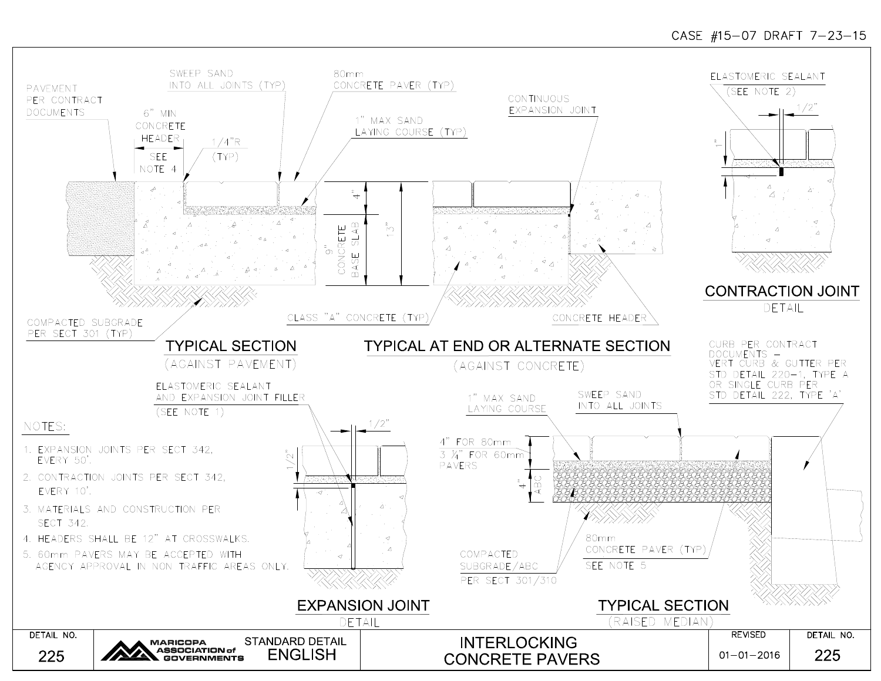CASE #15-07 DRAFT 7-23-15

PAVEMENT PER CONTRACT DOCUMENTS

6" MIN CONCRETE HEADER

SEE NOTE 4

SWEEP SAND INTO ALL JOINTS (TYP)

1/4"R (TYP)

80mm CONCRETE PAVER (TYP)

1" MAX SAND LAYING COURSE (TYP)

4"

9" CONCRETE BASE SLAB

13"

CONTINUOUS EXPANSION JOINT

COMPACTED SUBGRADE PER SECT 301 (TYP)

CLASS "A" CONCRETE (TYP)

CONCRETE HEADER

## TYPICAL SECTION
(AGAINST PAVEMENT)

## TYPICAL AT END OR ALTERNATE SECTION
(AGAINST CONCRETE)

ELASTOMERIC SEALANT (SEE NOTE 2)

1/2"

1"

## CONTRACTION JOINT
DETAIL

ELASTOMERIC SEALANT AND EXPANSION JOINT FILLER (SEE NOTE 1)

1/2"

1/2"

## EXPANSION JOINT
DETAIL

NOTES:

1. EXPANSION JOINTS PER SECT 342, EVERY 50'.
2. CONTRACTION JOINTS PER SECT 342, EVERY 10'.
3. MATERIALS AND CONSTRUCTION PER SECT 342.
4. HEADERS SHALL BE 12" AT CROSSWALKS.
5. 60mm PAVERS MAY BE ACCEPTED WITH AGENCY APPROVAL IN NON TRAFFIC AREAS ONLY.

1" MAX SAND LAYING COURSE

SWEEP SAND INTO ALL JOINTS

CURB PER CONTRACT DOCUMENTS – VERT CURB & GUTTER PER STD DETAIL 220-1, TYPE A OR SINGLE CURB PER STD DETAIL 222, TYPE 'A'

4" FOR 80mm
3 ¼" FOR 60mm PAVERS

4" ABC

COMPACTED SUBGRADE/ABC PER SECT 301/310

80mm CONCRETE PAVER (TYP) SEE NOTE 5

## TYPICAL SECTION
(RAISED MEDIAN)

| DETAIL NO. | | | | REVISED | DETAIL NO. |
|---|---|---|---|---|---|
| 225 | MARICOPA ASSOCIATION of GOVERNMENTS | STANDARD DETAIL ENGLISH | INTERLOCKING CONCRETE PAVERS | 01-01-2016 | 225 |